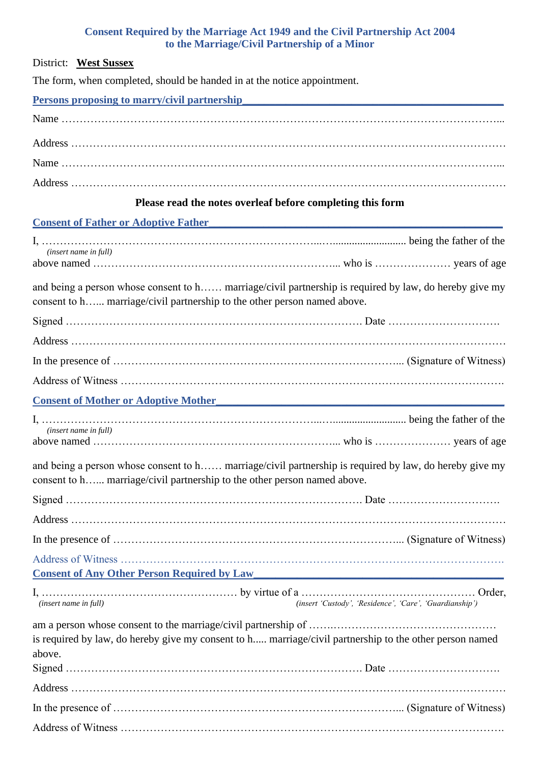## Consent Required by the Marriage Act 1949 and the Civil Partnership Act 2004 to the Marriage/Civil Partnership of a Minor

District: **West Sussex**

The form, when completed, should be handed in at the notice appointment.

### Persons proposing to marry/civil partnership

Name …………………………………………………………………………………………………………...

Address …………………………………………………………………………………………………………

Name …………………………………………………………………………………………………………...

Address …………………………………………………………………………………………………………

**Please read the notes overleaf before completing this form**

### Consent of Father or Adoptive Father

I, ……………………………………………………………...…........................... being the father of the
*(insert name in full)*
above named ……………………………………………………………... who is ………………… years of age

and being a person whose consent to h…… marriage/civil partnership is required by law, do hereby give my consent to h…... marriage/civil partnership to the other person named above.

Signed ………………………………………………………………………. Date ………………………….

Address …………………………………………………………………………………………………………

In the presence of ……………………………………………………………………... (Signature of Witness)

Address of Witness …………………………………………………………………………………………….

### Consent of Mother or Adoptive Mother

I, ……………………………………………………………...…........................... being the father of the
*(insert name in full)*
above named ……………………………………………………………... who is ………………… years of age

and being a person whose consent to h…… marriage/civil partnership is required by law, do hereby give my consent to h…... marriage/civil partnership to the other person named above.

Signed ………………………………………………………………………. Date ………………………….

Address …………………………………………………………………………………………………………

In the presence of ……………………………………………………………………... (Signature of Witness)

Address of Witness …………………………………………………………………………………………….

### Consent of Any Other Person Required by Law

I, ……………………………………………… by virtue of a ………………………………………… Order,
*(insert name in full)* *(insert 'Custody', 'Residence', 'Care', 'Guardianship')*

am a person whose consent to the marriage/civil partnership of …….………………………………………
is required by law, do hereby give my consent to h..... marriage/civil partnership to the other person named above.

Signed ………………………………………………………………………. Date ………………………….

Address …………………………………………………………………………………………………………

In the presence of ……………………………………………………………………... (Signature of Witness)

Address of Witness …………………………………………………………………………………………….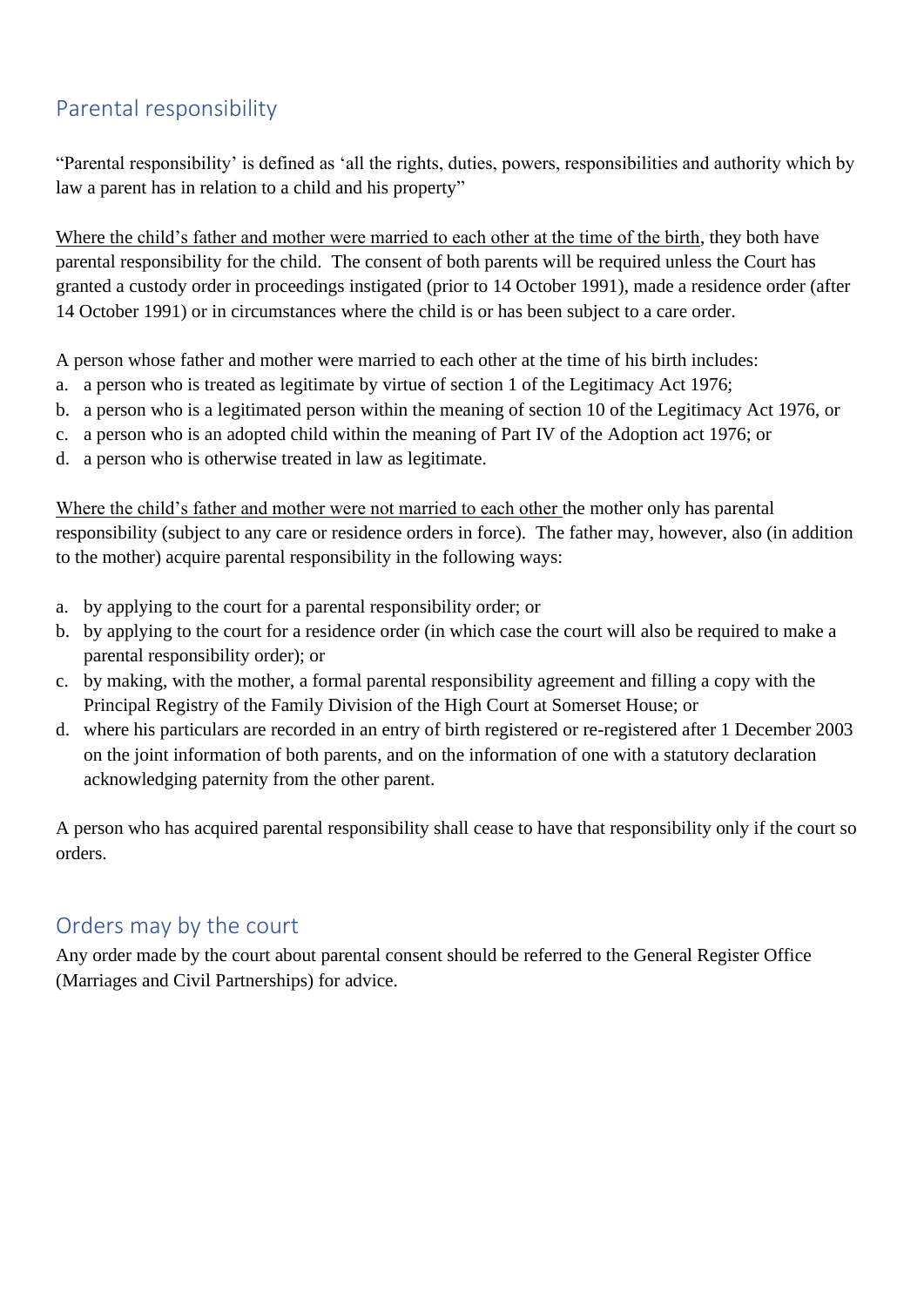## Parental responsibility

"Parental responsibility' is defined as 'all the rights, duties, powers, responsibilities and authority which by law a parent has in relation to a child and his property"

<u>Where the child's father and mother were married to each other at the time of the birth</u>, they both have parental responsibility for the child. The consent of both parents will be required unless the Court has granted a custody order in proceedings instigated (prior to 14 October 1991), made a residence order (after 14 October 1991) or in circumstances where the child is or has been subject to a care order.

A person whose father and mother were married to each other at the time of his birth includes:

a. a person who is treated as legitimate by virtue of section 1 of the Legitimacy Act 1976;
b. a person who is a legitimated person within the meaning of section 10 of the Legitimacy Act 1976, or
c. a person who is an adopted child within the meaning of Part IV of the Adoption act 1976; or
d. a person who is otherwise treated in law as legitimate.

<u>Where the child's father and mother were not married to each other</u> the mother only has parental responsibility (subject to any care or residence orders in force). The father may, however, also (in addition to the mother) acquire parental responsibility in the following ways:

a. by applying to the court for a parental responsibility order; or
b. by applying to the court for a residence order (in which case the court will also be required to make a parental responsibility order); or
c. by making, with the mother, a formal parental responsibility agreement and filling a copy with the Principal Registry of the Family Division of the High Court at Somerset House; or
d. where his particulars are recorded in an entry of birth registered or re-registered after 1 December 2003 on the joint information of both parents, and on the information of one with a statutory declaration acknowledging paternity from the other parent.

A person who has acquired parental responsibility shall cease to have that responsibility only if the court so orders.

## Orders may by the court

Any order made by the court about parental consent should be referred to the General Register Office (Marriages and Civil Partnerships) for advice.